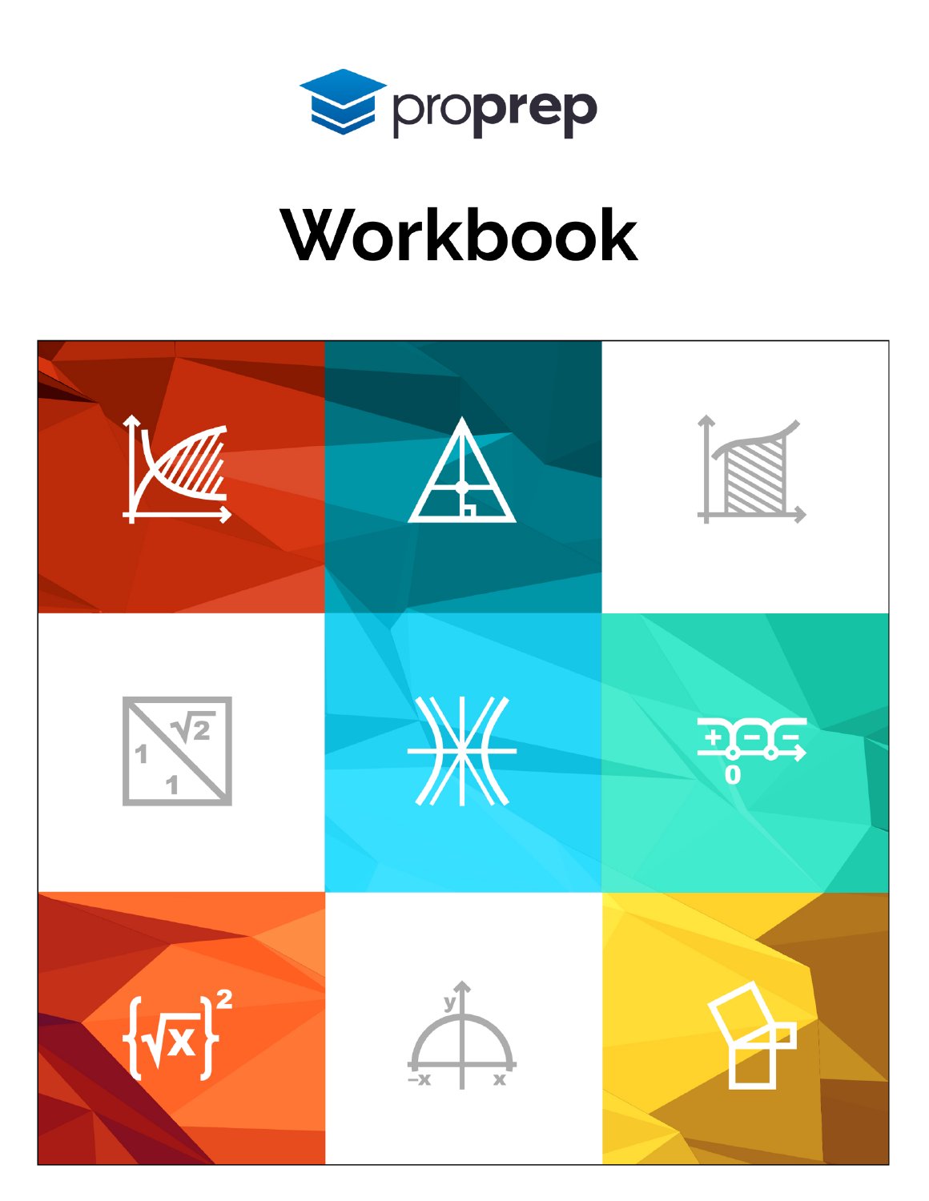proprep

# Workbook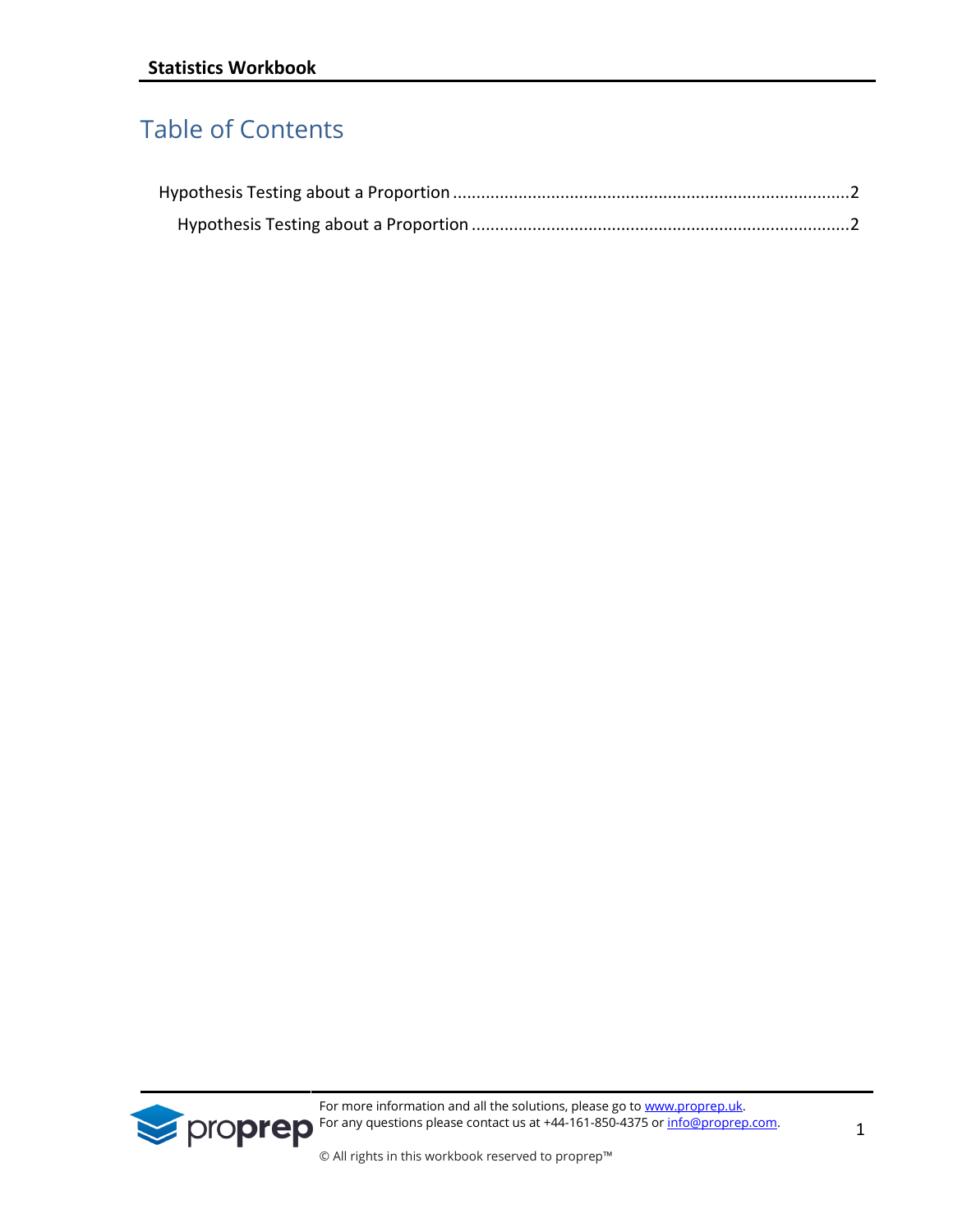# Table of Contents

Hypothesis Testing about a Proportion ....................................................................................2

Hypothesis Testing about a Proportion ................................................................................2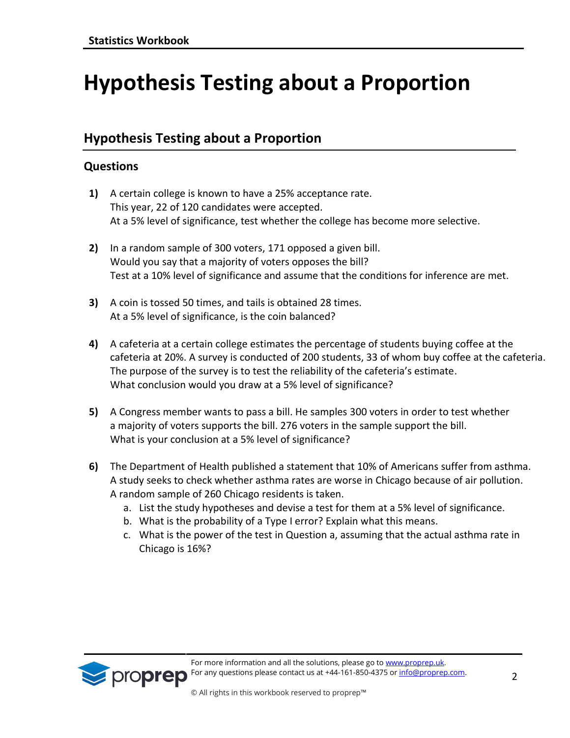# Hypothesis Testing about a Proportion

## Hypothesis Testing about a Proportion

### Questions

**1)** A certain college is known to have a 25% acceptance rate.
This year, 22 of 120 candidates were accepted.
At a 5% level of significance, test whether the college has become more selective.

**2)** In a random sample of 300 voters, 171 opposed a given bill.
Would you say that a majority of voters opposes the bill?
Test at a 10% level of significance and assume that the conditions for inference are met.

**3)** A coin is tossed 50 times, and tails is obtained 28 times.
At a 5% level of significance, is the coin balanced?

**4)** A cafeteria at a certain college estimates the percentage of students buying coffee at the cafeteria at 20%. A survey is conducted of 200 students, 33 of whom buy coffee at the cafeteria. The purpose of the survey is to test the reliability of the cafeteria's estimate.
What conclusion would you draw at a 5% level of significance?

**5)** A Congress member wants to pass a bill. He samples 300 voters in order to test whether a majority of voters supports the bill. 276 voters in the sample support the bill.
What is your conclusion at a 5% level of significance?

**6)** The Department of Health published a statement that 10% of Americans suffer from asthma.
A study seeks to check whether asthma rates are worse in Chicago because of air pollution.
A random sample of 260 Chicago residents is taken.

a. List the study hypotheses and devise a test for them at a 5% level of significance.
b. What is the probability of a Type I error? Explain what this means.
c. What is the power of the test in Question a, assuming that the actual asthma rate in Chicago is 16%?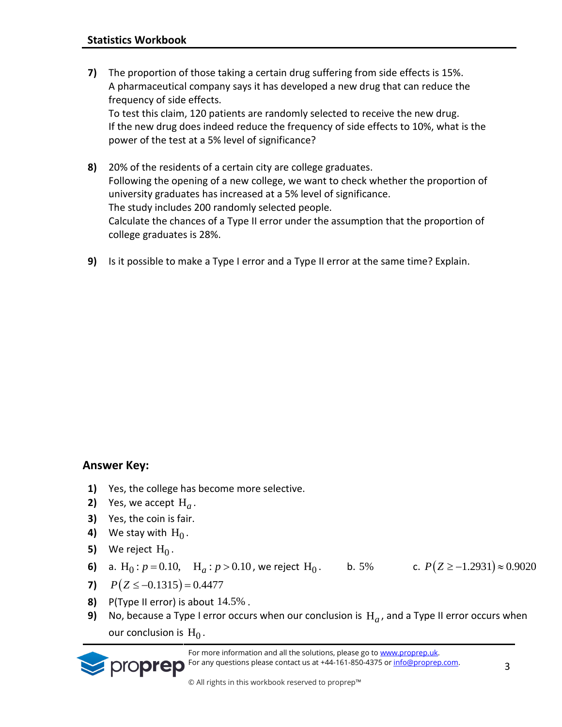7) The proportion of those taking a certain drug suffering from side effects is 15%. A pharmaceutical company says it has developed a new drug that can reduce the frequency of side effects.
   To test this claim, 120 patients are randomly selected to receive the new drug.
   If the new drug does indeed reduce the frequency of side effects to 10%, what is the power of the test at a 5% level of significance?

8) 20% of the residents of a certain city are college graduates.
   Following the opening of a new college, we want to check whether the proportion of university graduates has increased at a 5% level of significance.
   The study includes 200 randomly selected people.
   Calculate the chances of a Type II error under the assumption that the proportion of college graduates is 28%.

9) Is it possible to make a Type I error and a Type II error at the same time? Explain.

## Answer Key:

1) Yes, the college has become more selective.
2) Yes, we accept $H_a$.
3) Yes, the coin is fair.
4) We stay with $H_0$.
5) We reject $H_0$.
6) a. $H_0: p = 0.10$, $H_a: p > 0.10$, we reject $H_0$. b. 5% c. $P(Z \geq -1.2931) \approx 0.9020$
7) $P(Z \leq -0.1315) = 0.4477$
8) P(Type II error) is about $14.5\%$.
9) No, because a Type I error occurs when our conclusion is $H_a$, and a Type II error occurs when our conclusion is $H_0$.